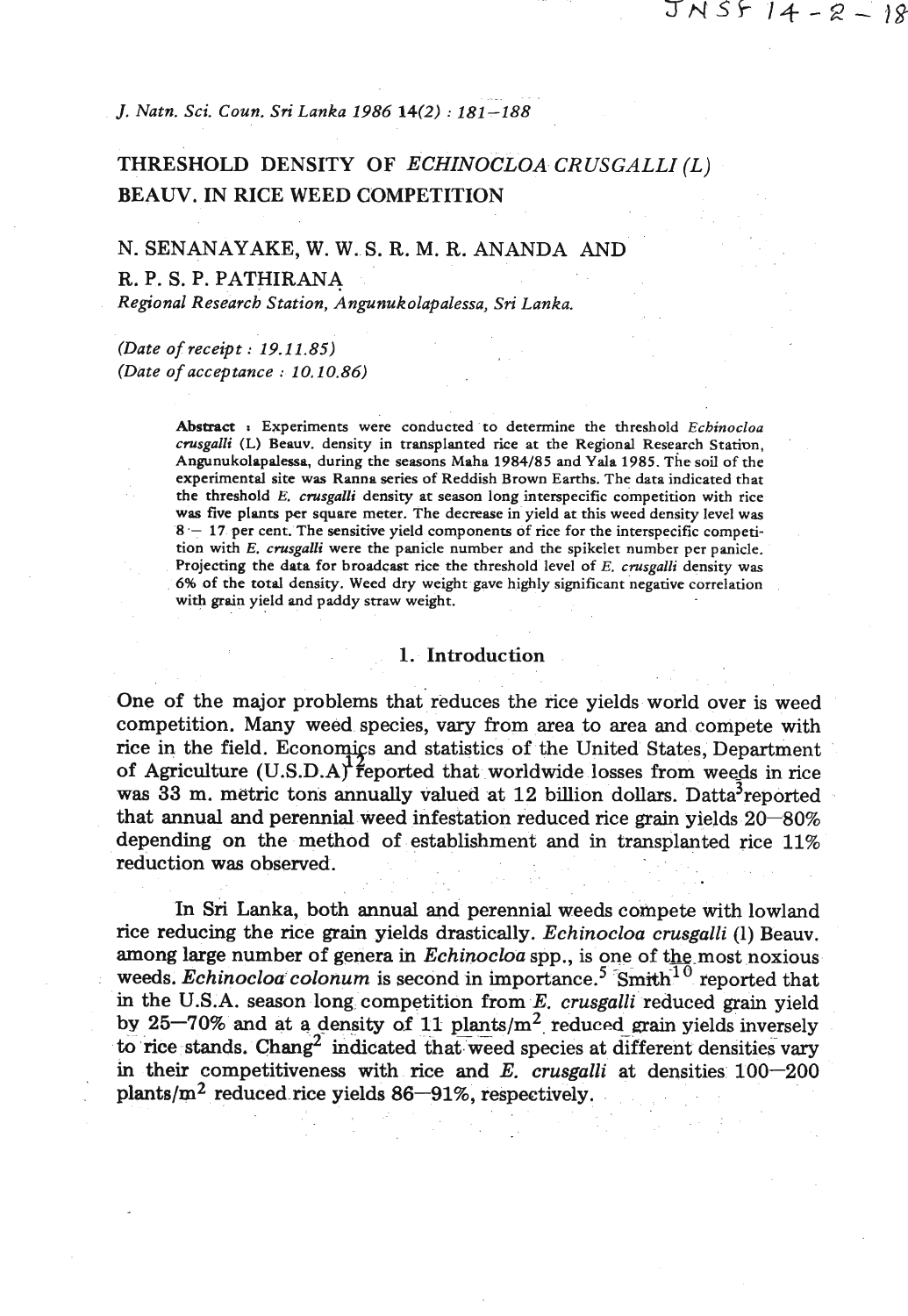THRESHOLD DENSITY OF *ECHINOCLOA CRUSGALLI (L)* BEAUV. IN RICE WEED COMPETITION

N. SENANAYAKE, W. W. S. R. M. R. ANANDA AND R. P. S. P. PATHIRANA

*Regional Research Station, Angunukolapalessa, Sri Lanka.*

*(Date of receipt : 19.11.85)*
*(Date of acceptance : 10.10.86)*

**Abstract :** Experiments were conducted to determine the threshold *Echinocloa crusgalli* (L) Beauv. density in transplanted rice at the Regional Research Station, Angunukolapalessa, during the seasons Maha 1984/85 and Yala 1985. The soil of the experimental site was Ranna series of Reddish Brown Earths. The data indicated that the threshold *E. crusgalli* density at season long interspecific competition with rice was five plants per square meter. The decrease in yield at this weed density level was 8 – 17 per cent. The sensitive yield components of rice for the interspecific competition with *E. crusgalli* were the panicle number and the spikelet number per panicle. Projecting the data for broadcast rice the threshold level of *E. crusgalli* density was 6% of the total density. Weed dry weight gave highly significant negative correlation with grain yield and paddy straw weight.

## 1. Introduction

One of the major problems that reduces the rice yields world over is weed competition. Many weed species, vary from area to area and compete with rice in the field. Economics and statistics of the United States, Department of Agriculture (U.S.D.A)[12] reported that worldwide losses from weeds in rice was 33 m. metric tons annually valued at 12 billion dollars. Datta[3] reported that annual and perennial weed infestation reduced rice grain yields 20–80% depending on the method of establishment and in transplanted rice 11% reduction was observed.

In Sri Lanka, both annual and perennial weeds compete with lowland rice reducing the rice grain yields drastically. *Echinocloa crusgalli* (l) Beauv. among large number of genera in *Echinocloa* spp., is one of the most noxious weeds. *Echinocloa colonum* is second in importance.[5] Smith[10] reported that in the U.S.A. season long competition from *E. crusgalli* reduced grain yield by 25–70% and at a density of 11 plants/m$^2$ reduced grain yields inversely to rice stands. Chang[2] indicated that weed species at different densities vary in their competitiveness with rice and *E. crusgalli* at densities 100–200 plants/m$^2$ reduced rice yields 86–91%, respectively.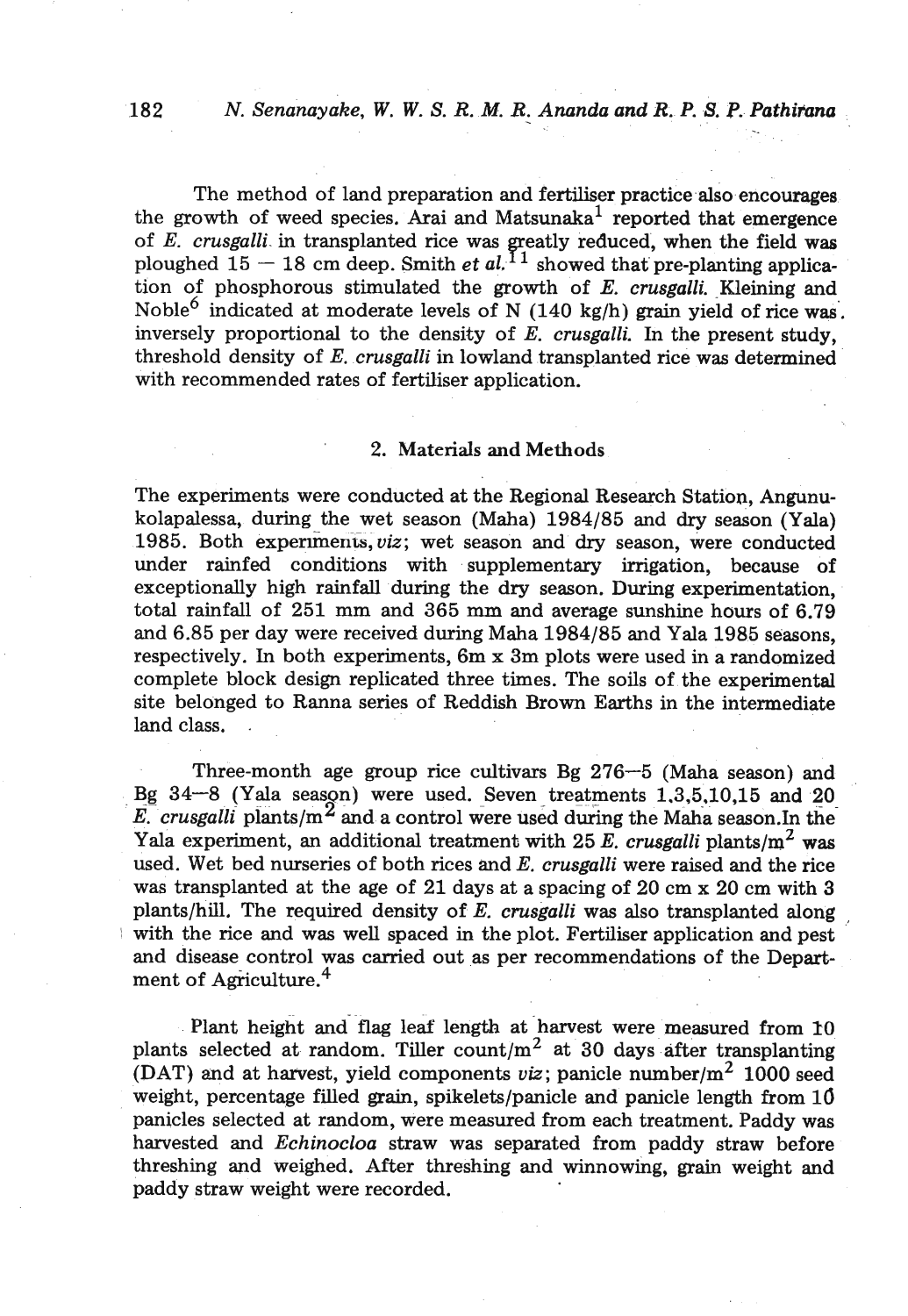The method of land preparation and fertiliser practice also encourages the growth of weed species. Arai and Matsunaka[1] reported that emergence of *E. crusgalli* in transplanted rice was greatly reduced, when the field was ploughed 15 – 18 cm deep. Smith *et al.*[11] showed that pre-planting application of phosphorous stimulated the growth of *E. crusgalli*. Kleining and Noble[6] indicated at moderate levels of N (140 kg/h) grain yield of rice was inversely proportional to the density of *E. crusgalli*. In the present study, threshold density of *E. crusgalli* in lowland transplanted rice was determined with recommended rates of fertiliser application.

## 2. Materials and Methods

The experiments were conducted at the Regional Research Station, Angunukolapalessa, during the wet season (Maha) 1984/85 and dry season (Yala) 1985. Both experiments, *viz*; wet season and dry season, were conducted under rainfed conditions with supplementary irrigation, because of exceptionally high rainfall during the dry season. During experimentation, total rainfall of 251 mm and 365 mm and average sunshine hours of 6.79 and 6.85 per day were received during Maha 1984/85 and Yala 1985 seasons, respectively. In both experiments, 6m x 3m plots were used in a randomized complete block design replicated three times. The soils of the experimental site belonged to Ranna series of Reddish Brown Earths in the intermediate land class.

Three-month age group rice cultivars Bg 276–5 (Maha season) and Bg 34–8 (Yala season) were used. Seven treatments 1,3,5,10,15 and 20 *E. crusgalli* plants/m$^2$ and a control were used during the Maha season. In the Yala experiment, an additional treatment with 25 *E. crusgalli* plants/m$^2$ was used. Wet bed nurseries of both rices and *E. crusgalli* were raised and the rice was transplanted at the age of 21 days at a spacing of 20 cm x 20 cm with 3 plants/hill. The required density of *E. crusgalli* was also transplanted along with the rice and was well spaced in the plot. Fertiliser application and pest and disease control was carried out as per recommendations of the Department of Agriculture.[4]

Plant height and flag leaf length at harvest were measured from 10 plants selected at random. Tiller count/m$^2$ at 30 days after transplanting (DAT) and at harvest, yield components *viz*; panicle number/m$^2$ 1000 seed weight, percentage filled grain, spikelets/panicle and panicle length from 10 panicles selected at random, were measured from each treatment. Paddy was harvested and *Echinocloa* straw was separated from paddy straw before threshing and weighed. After threshing and winnowing, grain weight and paddy straw weight were recorded.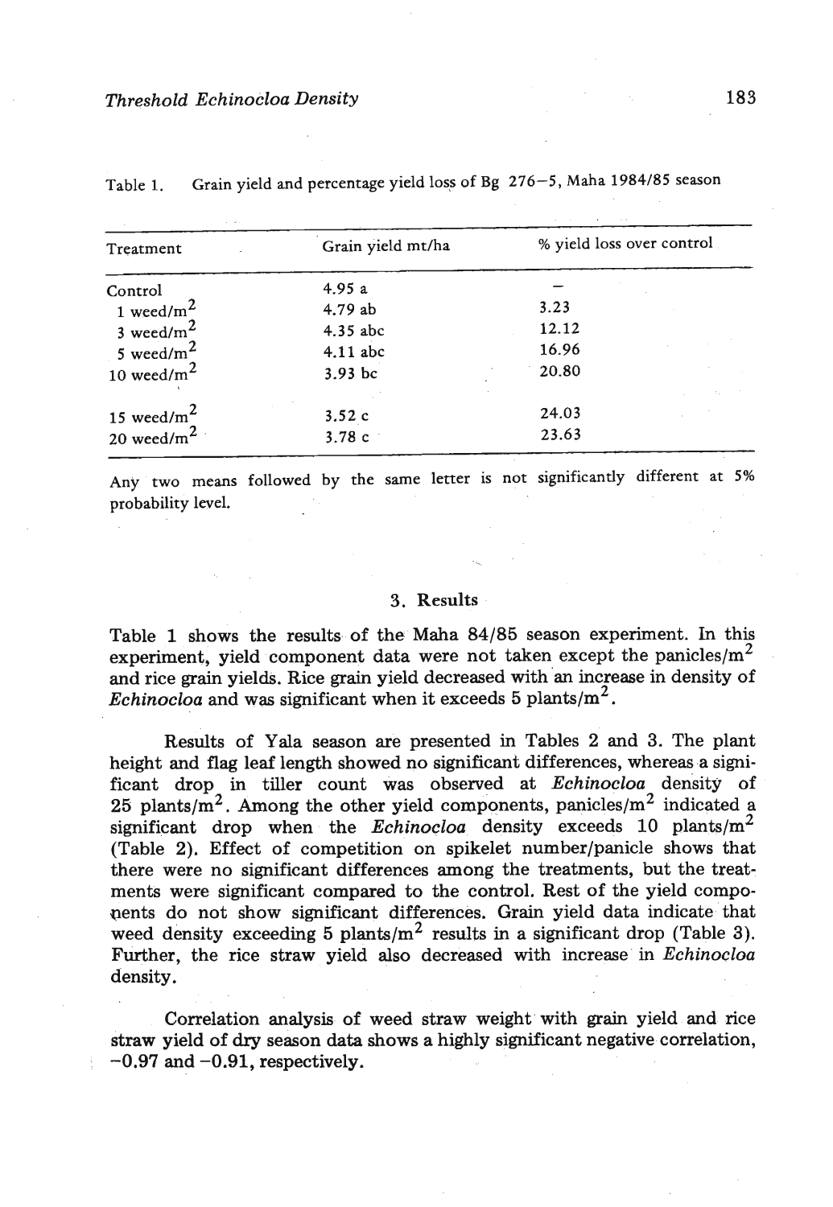Table 1. Grain yield and percentage yield loss of Bg 276–5, Maha 1984/85 season

| Treatment | Grain yield mt/ha | % yield loss over control |
|---|---|---|
| Control | 4.95 a | – |
| 1 weed/m$^2$ | 4.79 ab | 3.23 |
| 3 weed/m$^2$ | 4.35 abc | 12.12 |
| 5 weed/m$^2$ | 4.11 abc | 16.96 |
| 10 weed/m$^2$ | 3.93 bc | 20.80 |
| 15 weed/m$^2$ | 3.52 c | 24.03 |
| 20 weed/m$^2$ | 3.78 c | 23.63 |

Any two means followed by the same letter is not significantly different at 5% probability level.

## 3. Results

Table 1 shows the results of the Maha 84/85 season experiment. In this experiment, yield component data were not taken except the panicles/m$^2$ and rice grain yields. Rice grain yield decreased with an increase in density of *Echinocloa* and was significant when it exceeds 5 plants/m$^2$.

Results of Yala season are presented in Tables 2 and 3. The plant height and flag leaf length showed no significant differences, whereas a significant drop in tiller count was observed at *Echinocloa* density of 25 plants/m$^2$. Among the other yield components, panicles/m$^2$ indicated a significant drop when the *Echinocloa* density exceeds 10 plants/m$^2$ (Table 2). Effect of competition on spikelet number/panicle shows that there were no significant differences among the treatments, but the treatments were significant compared to the control. Rest of the yield components do not show significant differences. Grain yield data indicate that weed density exceeding 5 plants/m$^2$ results in a significant drop (Table 3). Further, the rice straw yield also decreased with increase in *Echinocloa* density.

Correlation analysis of weed straw weight with grain yield and rice straw yield of dry season data shows a highly significant negative correlation, −0.97 and −0.91, respectively.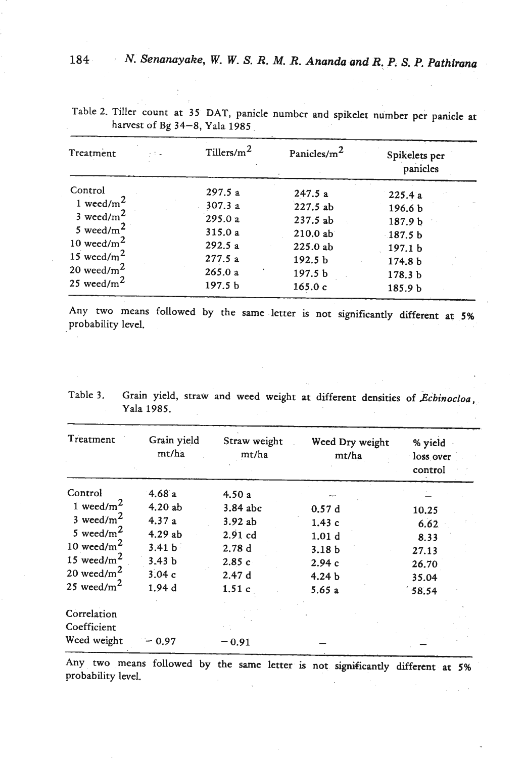Table 2. Tiller count at 35 DAT, panicle number and spikelet number per panicle at harvest of Bg 34–8, Yala 1985

| Treatment | Tillers/m$^2$ | Panicles/m$^2$ | Spikelets per panicles |
|---|---|---|---|
| Control | 297.5 a | 247.5 a | 225.4 a |
| 1 weed/m$^2$ | 307.3 a | 227.5 ab | 196.6 b |
| 3 weed/m$^2$ | 295.0 a | 237.5 ab | 187.9 b |
| 5 weed/m$^2$ | 315.0 a | 210.0 ab | 187.5 b |
| 10 weed/m$^2$ | 292.5 a | 225.0 ab | 197.1 b |
| 15 weed/m$^2$ | 277.5 a | 192.5 b | 174.8 b |
| 20 weed/m$^2$ | 265.0 a | 197.5 b | 178.3 b |
| 25 weed/m$^2$ | 197.5 b | 165.0 c | 185.9 b |

Any two means followed by the same letter is not significantly different at 5% probability level.

Table 3. Grain yield, straw and weed weight at different densities of *Echinocloa*, Yala 1985.

| Treatment | Grain yield mt/ha | Straw weight mt/ha | Weed Dry weight mt/ha | % yield loss over control |
|---|---|---|---|---|
| Control | 4.68 a | 4.50 a | – | – |
| 1 weed/m$^2$ | 4.20 ab | 3.84 abc | 0.57 d | 10.25 |
| 3 weed/m$^2$ | 4.37 a | 3.92 ab | 1.43 c | 6.62 |
| 5 weed/m$^2$ | 4.29 ab | 2.91 cd | 1.01 d | 8.33 |
| 10 weed/m$^2$ | 3.41 b | 2.78 d | 3.18 b | 27.13 |
| 15 weed/m$^2$ | 3.43 b | 2.85 c | 2.94 c | 26.70 |
| 20 weed/m$^2$ | 3.04 c | 2.47 d | 4.24 b | 35.04 |
| 25 weed/m$^2$ | 1.94 d | 1.51 c | 5.65 a | 58.54 |
| Correlation Coefficient | | | | |
| Weed weight | – 0.97 | – 0.91 | – | – |

Any two means followed by the same letter is not significantly different at 5% probability level.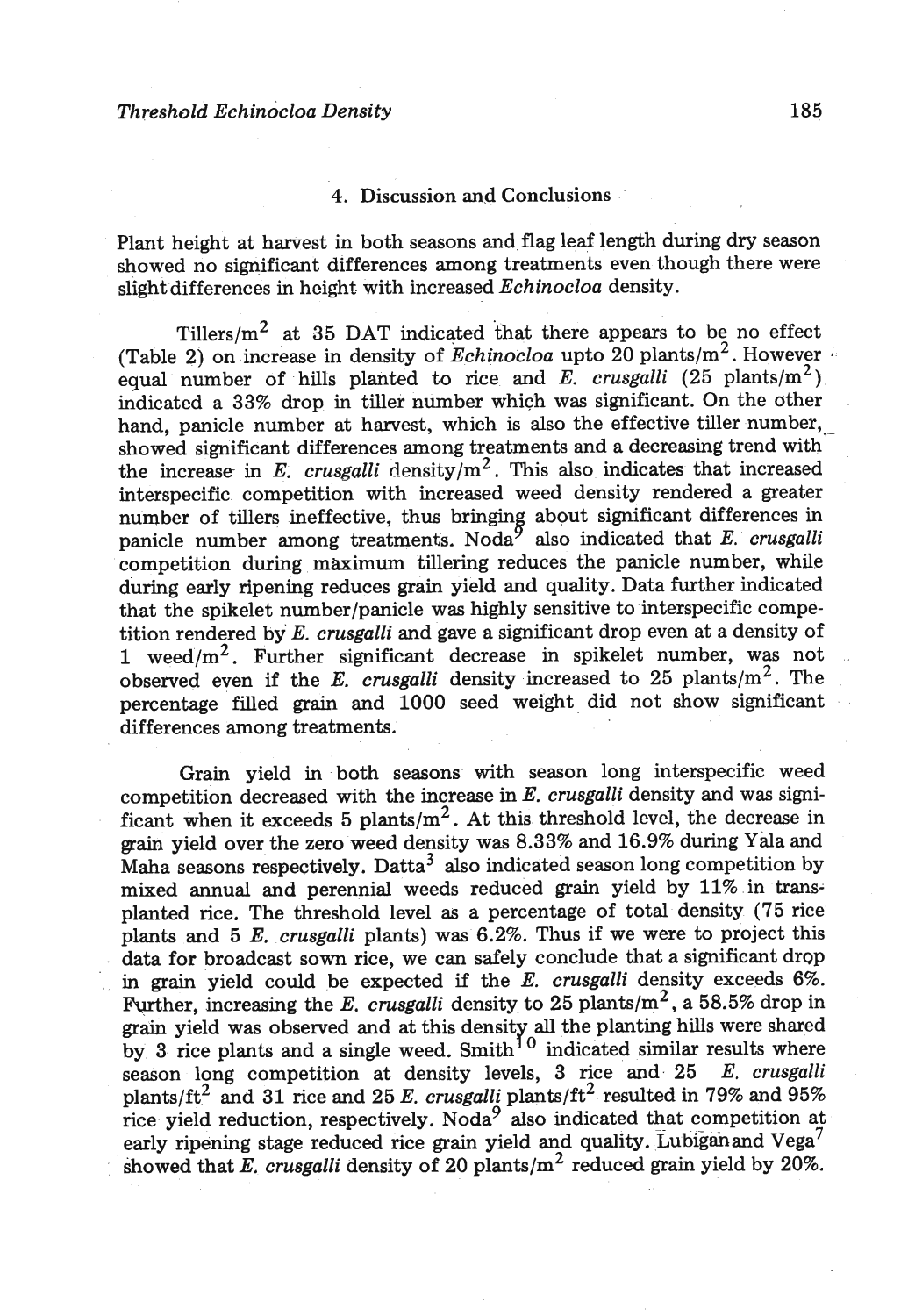## 4. Discussion and Conclusions

Plant height at harvest in both seasons and flag leaf length during dry season showed no significant differences among treatments even though there were slight differences in height with increased *Echinocloa* density.

Tillers/$m^2$ at 35 DAT indicated that there appears to be no effect (Table 2) on increase in density of *Echinocloa* upto 20 plants/$m^2$. However equal number of hills planted to rice and *E. crusgalli* (25 plants/$m^2$) indicated a 33% drop in tiller number which was significant. On the other hand, panicle number at harvest, which is also the effective tiller number, showed significant differences among treatments and a decreasing trend with the increase in *E. crusgalli* density/$m^2$. This also indicates that increased interspecific competition with increased weed density rendered a greater number of tillers ineffective, thus bringing about significant differences in panicle number among treatments. Noda[9] also indicated that *E. crusgalli* competition during maximum tillering reduces the panicle number, while during early ripening reduces grain yield and quality. Data further indicated that the spikelet number/panicle was highly sensitive to interspecific competition rendered by *E. crusgalli* and gave a significant drop even at a density of 1 weed/$m^2$. Further significant decrease in spikelet number, was not observed even if the *E. crusgalli* density increased to 25 plants/$m^2$. The percentage filled grain and 1000 seed weight did not show significant differences among treatments.

Grain yield in both seasons with season long interspecific weed competition decreased with the increase in *E. crusgalli* density and was significant when it exceeds 5 plants/$m^2$. At this threshold level, the decrease in grain yield over the zero weed density was 8.33% and 16.9% during Yala and Maha seasons respectively. Datta[3] also indicated season long competition by mixed annual and perennial weeds reduced grain yield by 11% in transplanted rice. The threshold level as a percentage of total density (75 rice plants and 5 *E. crusgalli* plants) was 6.2%. Thus if we were to project this data for broadcast sown rice, we can safely conclude that a significant drop in grain yield could be expected if the *E. crusgalli* density exceeds 6%. Further, increasing the *E. crusgalli* density to 25 plants/$m^2$, a 58.5% drop in grain yield was observed and at this density all the planting hills were shared by 3 rice plants and a single weed. Smith[10] indicated similar results where season long competition at density levels, 3 rice and 25 *E. crusgalli* plants/$ft^2$ and 31 rice and 25 *E. crusgalli* plants/$ft^2$ resulted in 79% and 95% rice yield reduction, respectively. Noda[9] also indicated that competition at early ripening stage reduced rice grain yield and quality. Lubigan and Vega[7] showed that *E. crusgalli* density of 20 plants/$m^2$ reduced grain yield by 20%.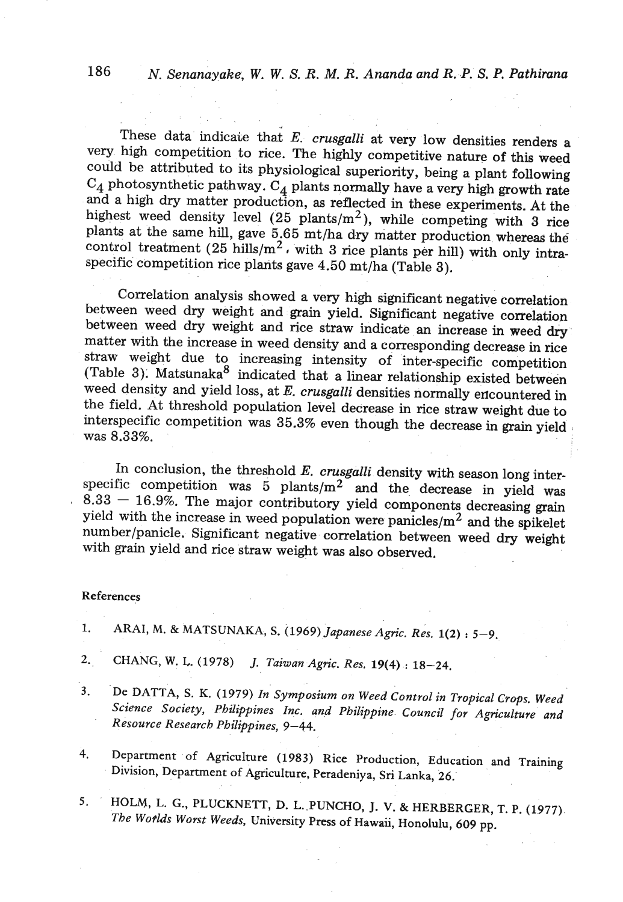These data indicate that *E. crusgalli* at very low densities renders a very high competition to rice. The highly competitive nature of this weed could be attributed to its physiological superiority, being a plant following $C_4$ photosynthetic pathway. $C_4$ plants normally have a very high growth rate and a high dry matter production, as reflected in these experiments. At the highest weed density level (25 plants/$m^2$), while competing with 3 rice plants at the same hill, gave 5.65 mt/ha dry matter production whereas the control treatment (25 hills/$m^2$, with 3 rice plants per hill) with only intra-specific competition rice plants gave 4.50 mt/ha (Table 3).

Correlation analysis showed a very high significant negative correlation between weed dry weight and grain yield. Significant negative correlation between weed dry weight and rice straw indicate an increase in weed dry matter with the increase in weed density and a corresponding decrease in rice straw weight due to increasing intensity of inter-specific competition (Table 3). Matsunaka[8] indicated that a linear relationship existed between weed density and yield loss, at *E. crusgalli* densities normally encountered in the field. At threshold population level decrease in rice straw weight due to interspecific competition was 35.3% even though the decrease in grain yield was 8.33%.

In conclusion, the threshold *E. crusgalli* density with season long inter-specific competition was 5 plants/$m^2$ and the decrease in yield was 8.33 – 16.9%. The major contributory yield components decreasing grain yield with the increase in weed population were panicles/$m^2$ and the spikelet number/panicle. Significant negative correlation between weed dry weight with grain yield and rice straw weight was also observed.

#### References

1. ARAI, M. & MATSUNAKA, S. (1969) *Japanese Agric. Res.* **1**(2) : 5–9.
2. CHANG, W. L. (1978) *J. Taiwan Agric. Res.* **19**(4) : 18–24.
3. De DATTA, S. K. (1979) *In Symposium on Weed Control in Tropical Crops. Weed Science Society, Philippines Inc. and Philippine Council for Agriculture and Resource Research Philippines*, 9–44.
4. Department of Agriculture (1983) Rice Production, Education and Training Division, Department of Agriculture, Peradeniya, Sri Lanka, 26.
5. HOLM, L. G., PLUCKNETT, D. L. PUNCHO, J. V. & HERBERGER, T. P. (1977) *The Worlds Worst Weeds*, University Press of Hawaii, Honolulu, 609 pp.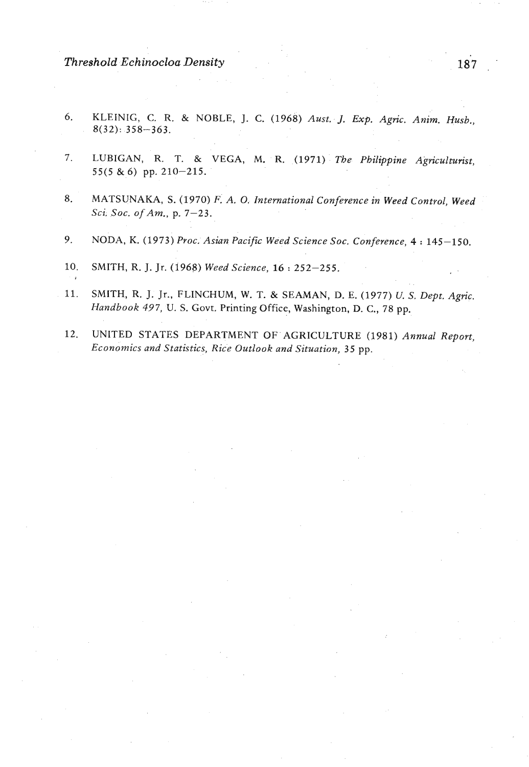6. KLEINIG, C. R. & NOBLE, J. C. (1968) *Aust. J. Exp. Agric. Anim. Husb.*, 8(32): 358–363.

7. LUBIGAN, R. T. & VEGA, M. R. (1971) *The Philippine Agriculturist*, 55(5 & 6) pp. 210–215.

8. MATSUNAKA, S. (1970) *F. A. O. International Conference in Weed Control, Weed Sci. Soc. of Am.*, p. 7–23.

9. NODA, K. (1973) *Proc. Asian Pacific Weed Science Soc. Conference*, 4 : 145–150.

10. SMITH, R. J. Jr. (1968) *Weed Science*, 16 : 252–255.

11. SMITH, R. J. Jr., FLINCHUM, W. T. & SEAMAN, D. E. (1977) *U. S. Dept. Agric. Handbook 497*, U. S. Govt. Printing Office, Washington, D. C., 78 pp.

12. UNITED STATES DEPARTMENT OF AGRICULTURE (1981) *Annual Report, Economics and Statistics, Rice Outlook and Situation*, 35 pp.